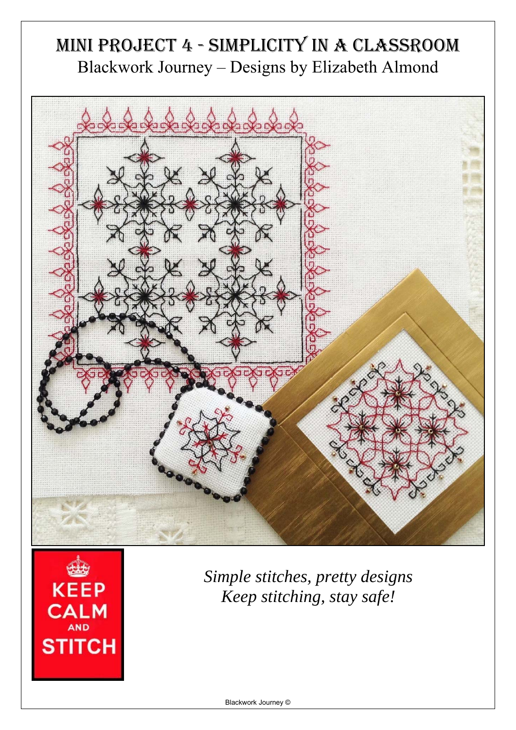# Mini Project 4 - Simplicity in a Classroom

Blackwork Journey – Designs by Elizabeth Almond

KEEP CALM AND STITCH

*Simple stitches, pretty designs*
*Keep stitching, stay safe!*

Blackwork Journey ©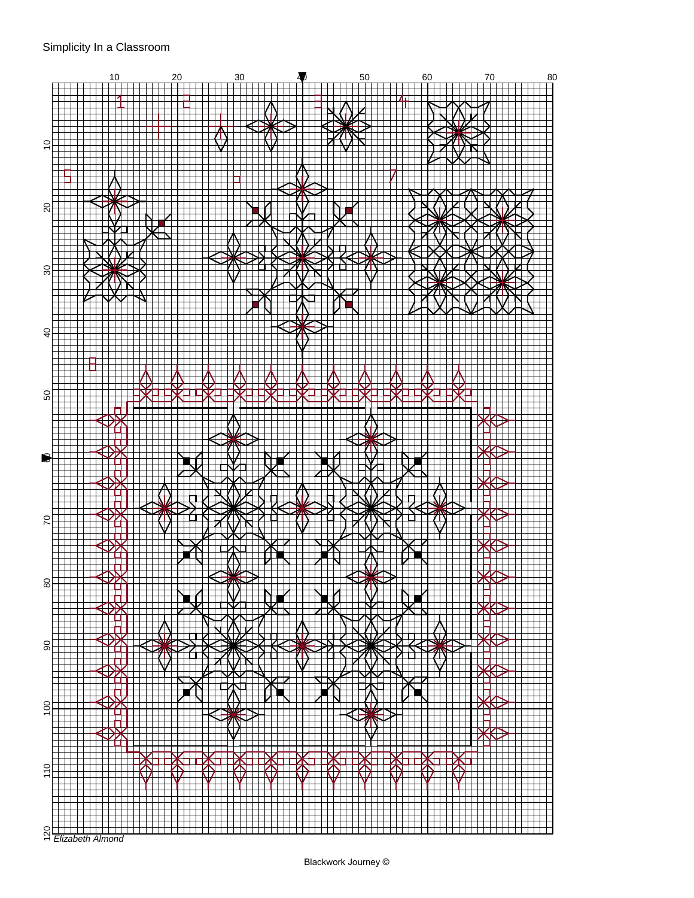Simplicity In a Classroom

Elizabeth Almond

Blackwork Journey ©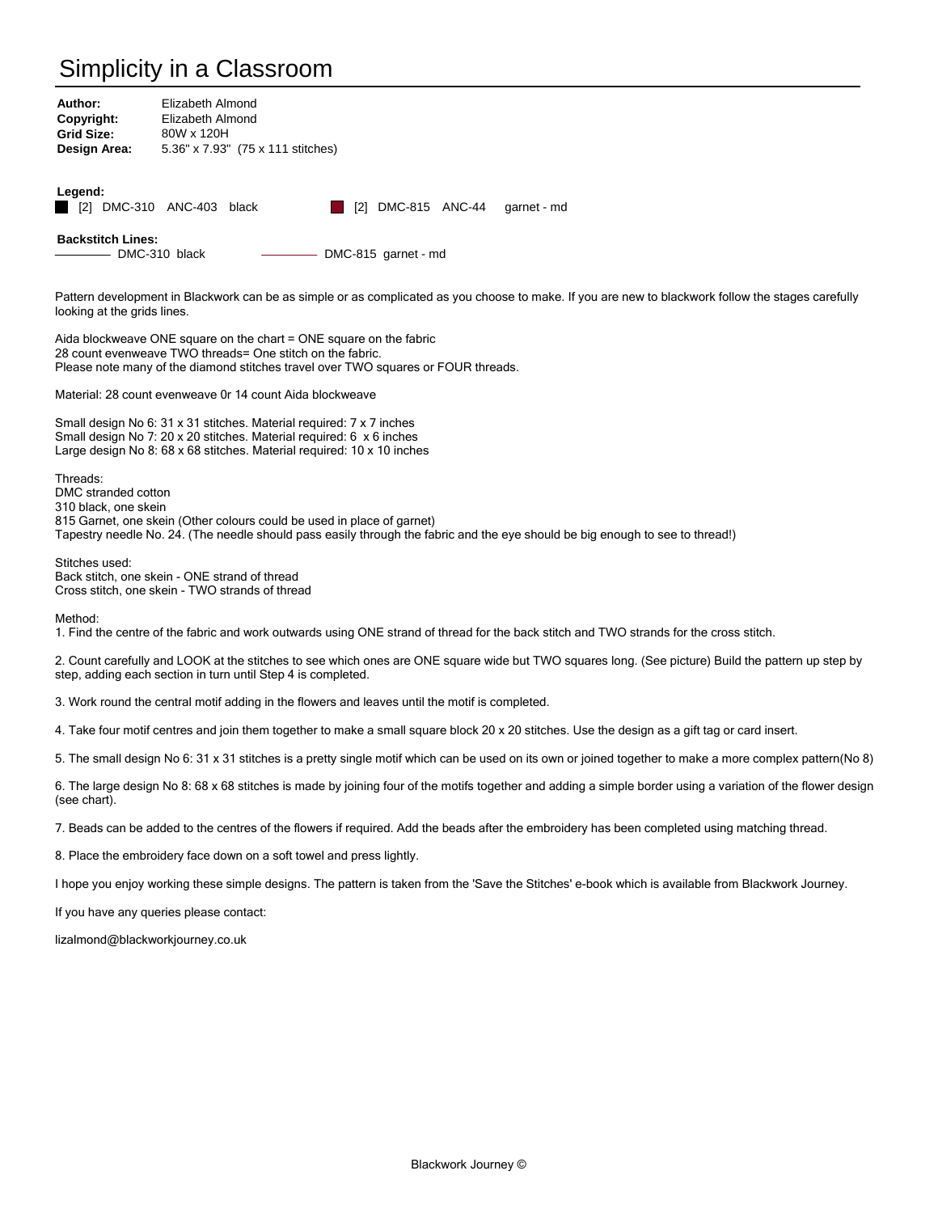# Simplicity in a Classroom

**Author:** Elizabeth Almond
**Copyright:** Elizabeth Almond
**Grid Size:** 80W x 120H
**Design Area:** 5.36" x 7.93" (75 x 111 stitches)

**Legend:**

[2] DMC-310 ANC-403 black

[2] DMC-815 ANC-44 garnet - md

**Backstitch Lines:**

DMC-310 black

DMC-815 garnet - md

Pattern development in Blackwork can be as simple or as complicated as you choose to make. If you are new to blackwork follow the stages carefully looking at the grids lines.

Aida blockweave ONE square on the chart = ONE square on the fabric
28 count evenweave TWO threads= One stitch on the fabric.
Please note many of the diamond stitches travel over TWO squares or FOUR threads.

Material: 28 count evenweave 0r 14 count Aida blockweave

Small design No 6: 31 x 31 stitches. Material required: 7 x 7 inches
Small design No 7: 20 x 20 stitches. Material required: 6 x 6 inches
Large design No 8: 68 x 68 stitches. Material required: 10 x 10 inches

Threads:
DMC stranded cotton
310 black, one skein
815 Garnet, one skein (Other colours could be used in place of garnet)
Tapestry needle No. 24. (The needle should pass easily through the fabric and the eye should be big enough to see to thread!)

Stitches used:
Back stitch, one skein - ONE strand of thread
Cross stitch, one skein - TWO strands of thread

Method:
1. Find the centre of the fabric and work outwards using ONE strand of thread for the back stitch and TWO strands for the cross stitch.

2. Count carefully and LOOK at the stitches to see which ones are ONE square wide but TWO squares long. (See picture) Build the pattern up step by step, adding each section in turn until Step 4 is completed.

3. Work round the central motif adding in the flowers and leaves until the motif is completed.

4. Take four motif centres and join them together to make a small square block 20 x 20 stitches. Use the design as a gift tag or card insert.

5. The small design No 6: 31 x 31 stitches is a pretty single motif which can be used on its own or joined together to make a more complex pattern(No 8)

6. The large design No 8: 68 x 68 stitches is made by joining four of the motifs together and adding a simple border using a variation of the flower design (see chart).

7. Beads can be added to the centres of the flowers if required. Add the beads after the embroidery has been completed using matching thread.

8. Place the embroidery face down on a soft towel and press lightly.

I hope you enjoy working these simple designs. The pattern is taken from the 'Save the Stitches' e-book which is available from Blackwork Journey.

If you have any queries please contact:

lizalmond@blackworkjourney.co.uk

Blackwork Journey ©